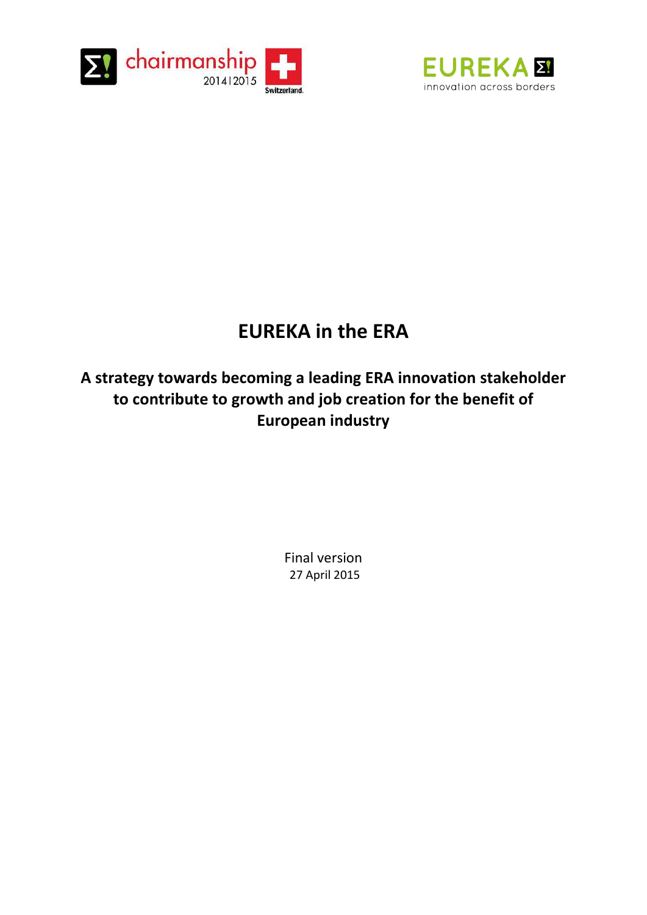# EUREKA in the ERA

## A strategy towards becoming a leading ERA innovation stakeholder to contribute to growth and job creation for the benefit of European industry

Final version
27 April 2015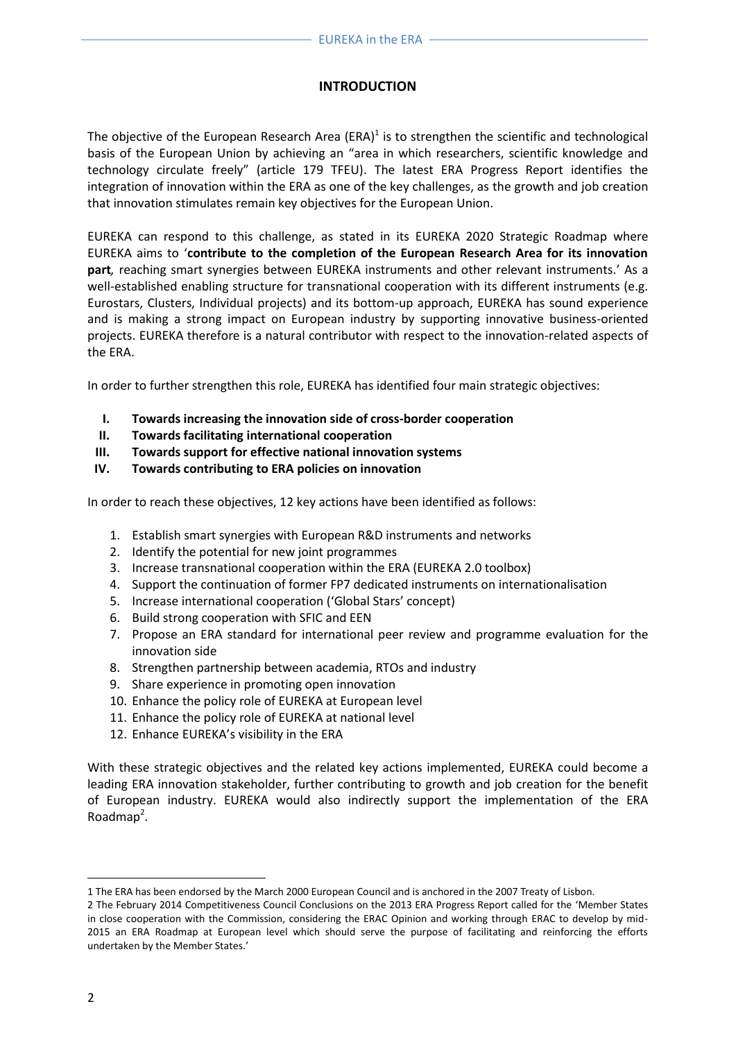## INTRODUCTION

The objective of the European Research Area (ERA)[1] is to strengthen the scientific and technological basis of the European Union by achieving an "area in which researchers, scientific knowledge and technology circulate freely" (article 179 TFEU). The latest ERA Progress Report identifies the integration of innovation within the ERA as one of the key challenges, as the growth and job creation that innovation stimulates remain key objectives for the European Union.

EUREKA can respond to this challenge, as stated in its EUREKA 2020 Strategic Roadmap where EUREKA aims to '**contribute to the completion of the European Research Area for its innovation part***,* reaching smart synergies between EUREKA instruments and other relevant instruments.' As a well-established enabling structure for transnational cooperation with its different instruments (e.g. Eurostars, Clusters, Individual projects) and its bottom-up approach, EUREKA has sound experience and is making a strong impact on European industry by supporting innovative business-oriented projects. EUREKA therefore is a natural contributor with respect to the innovation-related aspects of the ERA.

In order to further strengthen this role, EUREKA has identified four main strategic objectives:

I. **Towards increasing the innovation side of cross-border cooperation**
II. **Towards facilitating international cooperation**
III. **Towards support for effective national innovation systems**
IV. **Towards contributing to ERA policies on innovation**

In order to reach these objectives, 12 key actions have been identified as follows:

1. Establish smart synergies with European R&D instruments and networks
2. Identify the potential for new joint programmes
3. Increase transnational cooperation within the ERA (EUREKA 2.0 toolbox)
4. Support the continuation of former FP7 dedicated instruments on internationalisation
5. Increase international cooperation ('Global Stars' concept)
6. Build strong cooperation with SFIC and EEN
7. Propose an ERA standard for international peer review and programme evaluation for the innovation side
8. Strengthen partnership between academia, RTOs and industry
9. Share experience in promoting open innovation
10. Enhance the policy role of EUREKA at European level
11. Enhance the policy role of EUREKA at national level
12. Enhance EUREKA's visibility in the ERA

With these strategic objectives and the related key actions implemented, EUREKA could become a leading ERA innovation stakeholder, further contributing to growth and job creation for the benefit of European industry. EUREKA would also indirectly support the implementation of the ERA Roadmap[2].

---

1 The ERA has been endorsed by the March 2000 European Council and is anchored in the 2007 Treaty of Lisbon.

2 The February 2014 Competitiveness Council Conclusions on the 2013 ERA Progress Report called for the 'Member States in close cooperation with the Commission, considering the ERAC Opinion and working through ERAC to develop by mid-2015 an ERA Roadmap at European level which should serve the purpose of facilitating and reinforcing the efforts undertaken by the Member States.'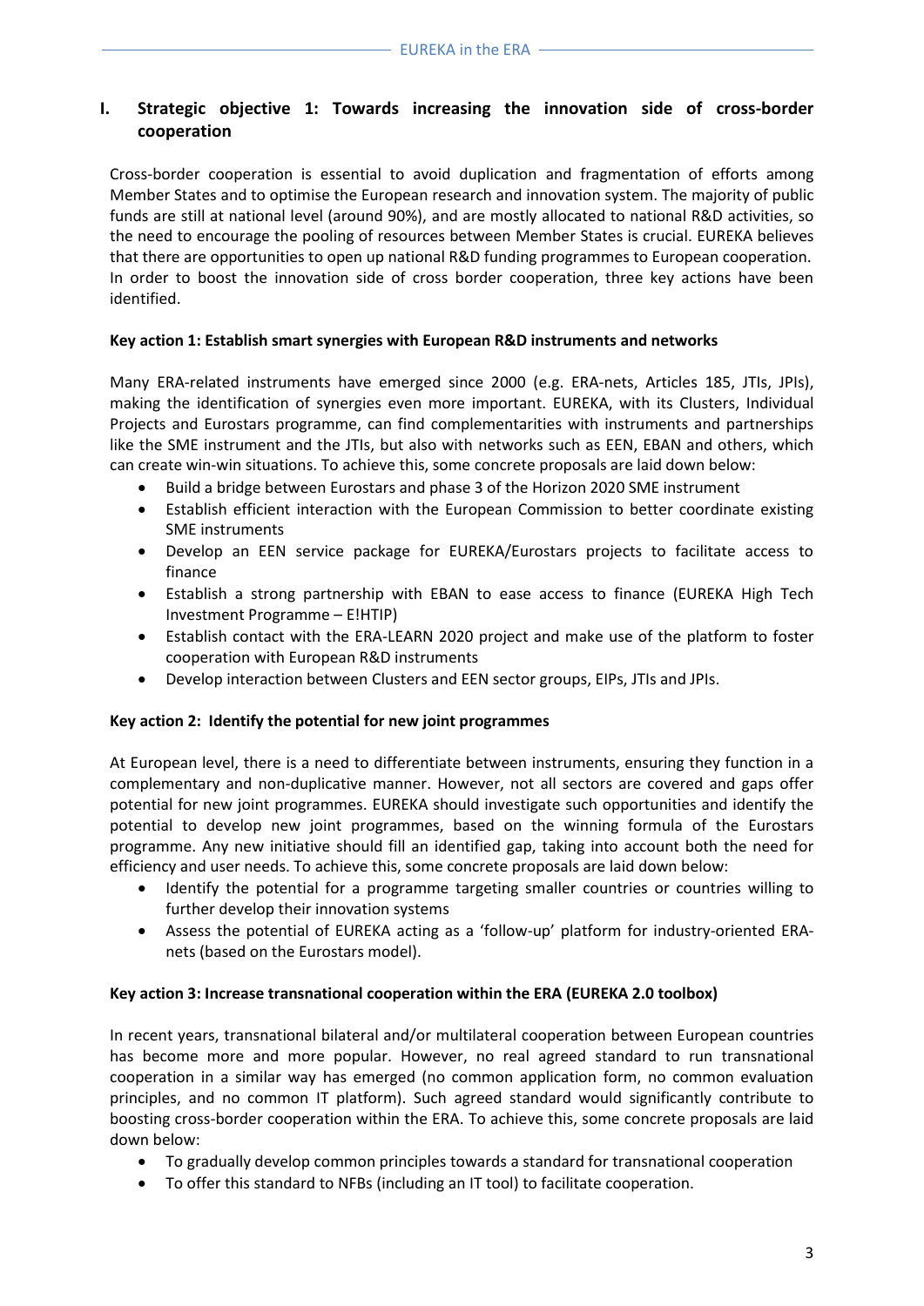## I. Strategic objective 1: Towards increasing the innovation side of cross-border cooperation

Cross-border cooperation is essential to avoid duplication and fragmentation of efforts among Member States and to optimise the European research and innovation system. The majority of public funds are still at national level (around 90%), and are mostly allocated to national R&D activities, so the need to encourage the pooling of resources between Member States is crucial. EUREKA believes that there are opportunities to open up national R&D funding programmes to European cooperation. In order to boost the innovation side of cross border cooperation, three key actions have been identified.

**Key action 1: Establish smart synergies with European R&D instruments and networks**

Many ERA-related instruments have emerged since 2000 (e.g. ERA-nets, Articles 185, JTIs, JPIs), making the identification of synergies even more important. EUREKA, with its Clusters, Individual Projects and Eurostars programme, can find complementarities with instruments and partnerships like the SME instrument and the JTIs, but also with networks such as EEN, EBAN and others, which can create win-win situations. To achieve this, some concrete proposals are laid down below:

- Build a bridge between Eurostars and phase 3 of the Horizon 2020 SME instrument
- Establish efficient interaction with the European Commission to better coordinate existing SME instruments
- Develop an EEN service package for EUREKA/Eurostars projects to facilitate access to finance
- Establish a strong partnership with EBAN to ease access to finance (EUREKA High Tech Investment Programme – E!HTIP)
- Establish contact with the ERA-LEARN 2020 project and make use of the platform to foster cooperation with European R&D instruments
- Develop interaction between Clusters and EEN sector groups, EIPs, JTIs and JPIs.

**Key action 2: Identify the potential for new joint programmes**

At European level, there is a need to differentiate between instruments, ensuring they function in a complementary and non-duplicative manner. However, not all sectors are covered and gaps offer potential for new joint programmes. EUREKA should investigate such opportunities and identify the potential to develop new joint programmes, based on the winning formula of the Eurostars programme. Any new initiative should fill an identified gap, taking into account both the need for efficiency and user needs. To achieve this, some concrete proposals are laid down below:

- Identify the potential for a programme targeting smaller countries or countries willing to further develop their innovation systems
- Assess the potential of EUREKA acting as a 'follow-up' platform for industry-oriented ERA-nets (based on the Eurostars model).

**Key action 3: Increase transnational cooperation within the ERA (EUREKA 2.0 toolbox)**

In recent years, transnational bilateral and/or multilateral cooperation between European countries has become more and more popular. However, no real agreed standard to run transnational cooperation in a similar way has emerged (no common application form, no common evaluation principles, and no common IT platform). Such agreed standard would significantly contribute to boosting cross-border cooperation within the ERA. To achieve this, some concrete proposals are laid down below:

- To gradually develop common principles towards a standard for transnational cooperation
- To offer this standard to NFBs (including an IT tool) to facilitate cooperation.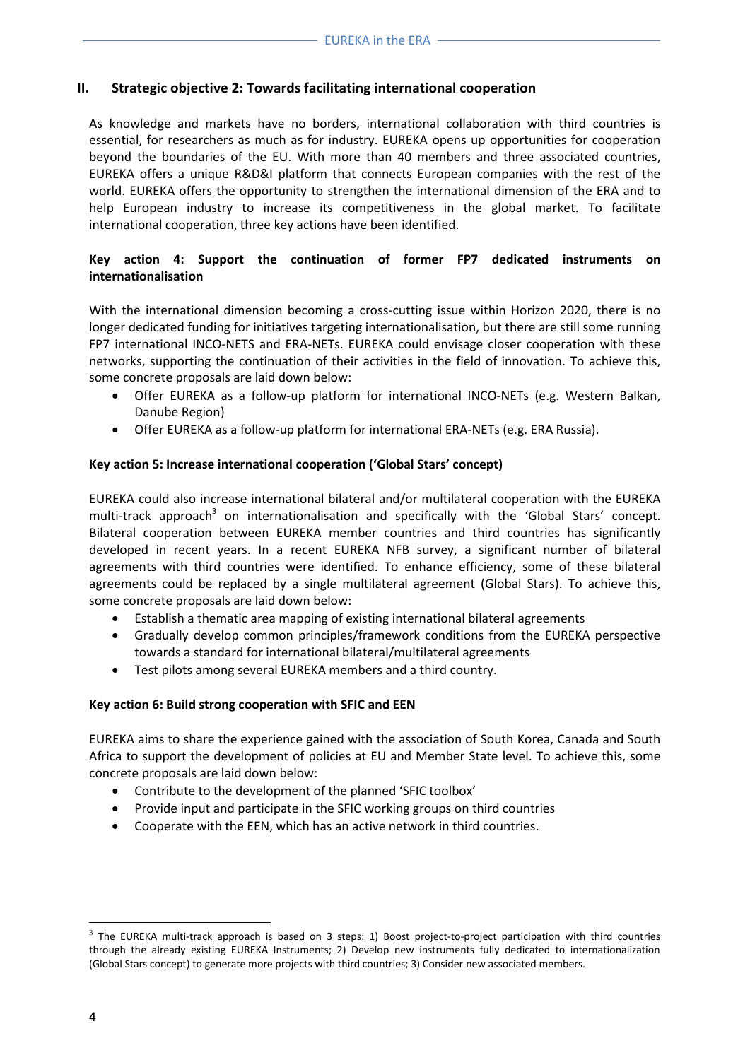## II. Strategic objective 2: Towards facilitating international cooperation

As knowledge and markets have no borders, international collaboration with third countries is essential, for researchers as much as for industry. EUREKA opens up opportunities for cooperation beyond the boundaries of the EU. With more than 40 members and three associated countries, EUREKA offers a unique R&D&I platform that connects European companies with the rest of the world. EUREKA offers the opportunity to strengthen the international dimension of the ERA and to help European industry to increase its competitiveness in the global market. To facilitate international cooperation, three key actions have been identified.

### Key action 4: Support the continuation of former FP7 dedicated instruments on internationalisation

With the international dimension becoming a cross-cutting issue within Horizon 2020, there is no longer dedicated funding for initiatives targeting internationalisation, but there are still some running FP7 international INCO-NETS and ERA-NETs. EUREKA could envisage closer cooperation with these networks, supporting the continuation of their activities in the field of innovation. To achieve this, some concrete proposals are laid down below:

- Offer EUREKA as a follow-up platform for international INCO-NETs (e.g. Western Balkan, Danube Region)
- Offer EUREKA as a follow-up platform for international ERA-NETs (e.g. ERA Russia).

### Key action 5: Increase international cooperation ('Global Stars' concept)

EUREKA could also increase international bilateral and/or multilateral cooperation with the EUREKA multi-track approach[3] on internationalisation and specifically with the 'Global Stars' concept. Bilateral cooperation between EUREKA member countries and third countries has significantly developed in recent years. In a recent EUREKA NFB survey, a significant number of bilateral agreements with third countries were identified. To enhance efficiency, some of these bilateral agreements could be replaced by a single multilateral agreement (Global Stars). To achieve this, some concrete proposals are laid down below:

- Establish a thematic area mapping of existing international bilateral agreements
- Gradually develop common principles/framework conditions from the EUREKA perspective towards a standard for international bilateral/multilateral agreements
- Test pilots among several EUREKA members and a third country.

### Key action 6: Build strong cooperation with SFIC and EEN

EUREKA aims to share the experience gained with the association of South Korea, Canada and South Africa to support the development of policies at EU and Member State level. To achieve this, some concrete proposals are laid down below:

- Contribute to the development of the planned 'SFIC toolbox'
- Provide input and participate in the SFIC working groups on third countries
- Cooperate with the EEN, which has an active network in third countries.

---

[3] The EUREKA multi-track approach is based on 3 steps: 1) Boost project-to-project participation with third countries through the already existing EUREKA Instruments; 2) Develop new instruments fully dedicated to internationalization (Global Stars concept) to generate more projects with third countries; 3) Consider new associated members.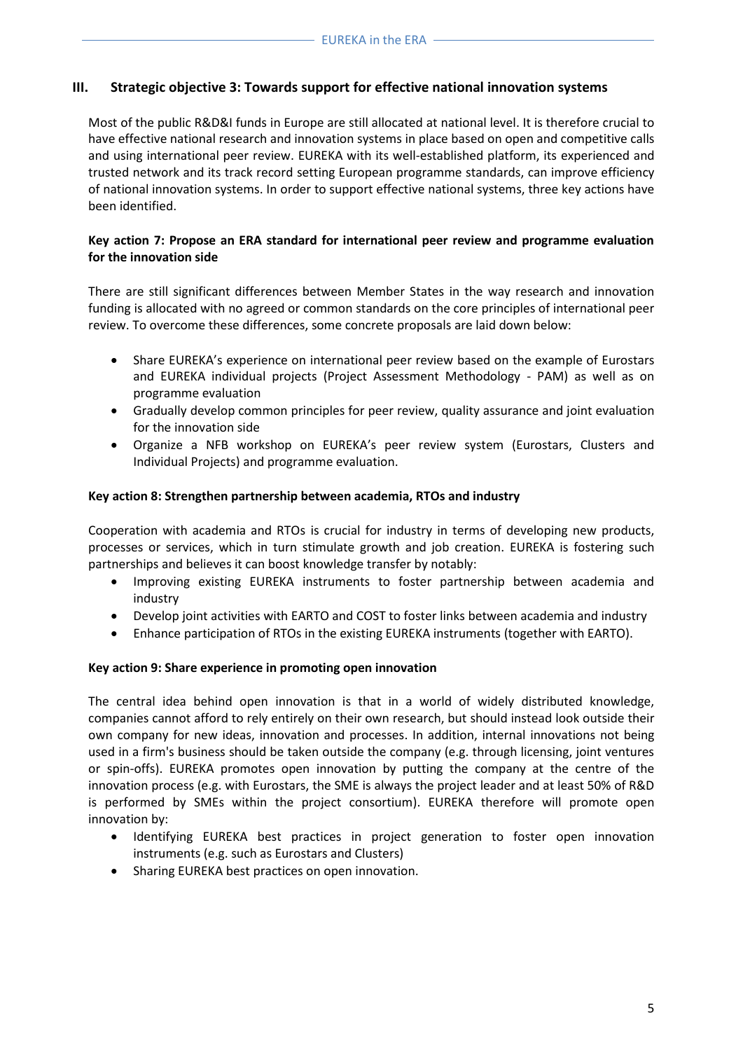## III. Strategic objective 3: Towards support for effective national innovation systems

Most of the public R&D&I funds in Europe are still allocated at national level. It is therefore crucial to have effective national research and innovation systems in place based on open and competitive calls and using international peer review. EUREKA with its well-established platform, its experienced and trusted network and its track record setting European programme standards, can improve efficiency of national innovation systems. In order to support effective national systems, three key actions have been identified.

### Key action 7: Propose an ERA standard for international peer review and programme evaluation for the innovation side

There are still significant differences between Member States in the way research and innovation funding is allocated with no agreed or common standards on the core principles of international peer review. To overcome these differences, some concrete proposals are laid down below:

- Share EUREKA's experience on international peer review based on the example of Eurostars and EUREKA individual projects (Project Assessment Methodology - PAM) as well as on programme evaluation
- Gradually develop common principles for peer review, quality assurance and joint evaluation for the innovation side
- Organize a NFB workshop on EUREKA's peer review system (Eurostars, Clusters and Individual Projects) and programme evaluation.

### Key action 8: Strengthen partnership between academia, RTOs and industry

Cooperation with academia and RTOs is crucial for industry in terms of developing new products, processes or services, which in turn stimulate growth and job creation. EUREKA is fostering such partnerships and believes it can boost knowledge transfer by notably:

- Improving existing EUREKA instruments to foster partnership between academia and industry
- Develop joint activities with EARTO and COST to foster links between academia and industry
- Enhance participation of RTOs in the existing EUREKA instruments (together with EARTO).

### Key action 9: Share experience in promoting open innovation

The central idea behind open innovation is that in a world of widely distributed knowledge, companies cannot afford to rely entirely on their own research, but should instead look outside their own company for new ideas, innovation and processes. In addition, internal innovations not being used in a firm's business should be taken outside the company (e.g. through licensing, joint ventures or spin-offs). EUREKA promotes open innovation by putting the company at the centre of the innovation process (e.g. with Eurostars, the SME is always the project leader and at least 50% of R&D is performed by SMEs within the project consortium). EUREKA therefore will promote open innovation by:

- Identifying EUREKA best practices in project generation to foster open innovation instruments (e.g. such as Eurostars and Clusters)
- Sharing EUREKA best practices on open innovation.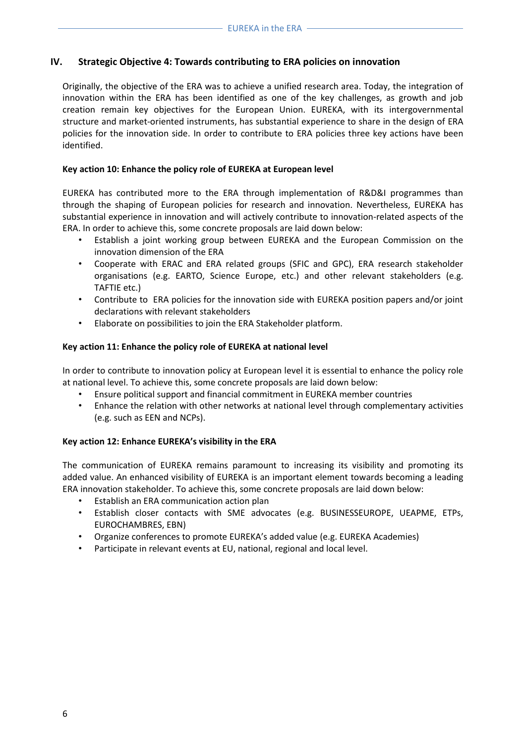## IV. Strategic Objective 4: Towards contributing to ERA policies on innovation

Originally, the objective of the ERA was to achieve a unified research area. Today, the integration of innovation within the ERA has been identified as one of the key challenges, as growth and job creation remain key objectives for the European Union. EUREKA, with its intergovernmental structure and market-oriented instruments, has substantial experience to share in the design of ERA policies for the innovation side. In order to contribute to ERA policies three key actions have been identified.

### Key action 10: Enhance the policy role of EUREKA at European level

EUREKA has contributed more to the ERA through implementation of R&D&I programmes than through the shaping of European policies for research and innovation. Nevertheless, EUREKA has substantial experience in innovation and will actively contribute to innovation-related aspects of the ERA. In order to achieve this, some concrete proposals are laid down below:

- Establish a joint working group between EUREKA and the European Commission on the innovation dimension of the ERA
- Cooperate with ERAC and ERA related groups (SFIC and GPC), ERA research stakeholder organisations (e.g. EARTO, Science Europe, etc.) and other relevant stakeholders (e.g. TAFTIE etc.)
- Contribute to ERA policies for the innovation side with EUREKA position papers and/or joint declarations with relevant stakeholders
- Elaborate on possibilities to join the ERA Stakeholder platform.

### Key action 11: Enhance the policy role of EUREKA at national level

In order to contribute to innovation policy at European level it is essential to enhance the policy role at national level. To achieve this, some concrete proposals are laid down below:

- Ensure political support and financial commitment in EUREKA member countries
- Enhance the relation with other networks at national level through complementary activities (e.g. such as EEN and NCPs).

### Key action 12: Enhance EUREKA's visibility in the ERA

The communication of EUREKA remains paramount to increasing its visibility and promoting its added value. An enhanced visibility of EUREKA is an important element towards becoming a leading ERA innovation stakeholder. To achieve this, some concrete proposals are laid down below:

- Establish an ERA communication action plan
- Establish closer contacts with SME advocates (e.g. BUSINESSEUROPE, UEAPME, ETPs, EUROCHAMBRES, EBN)
- Organize conferences to promote EUREKA's added value (e.g. EUREKA Academies)
- Participate in relevant events at EU, national, regional and local level.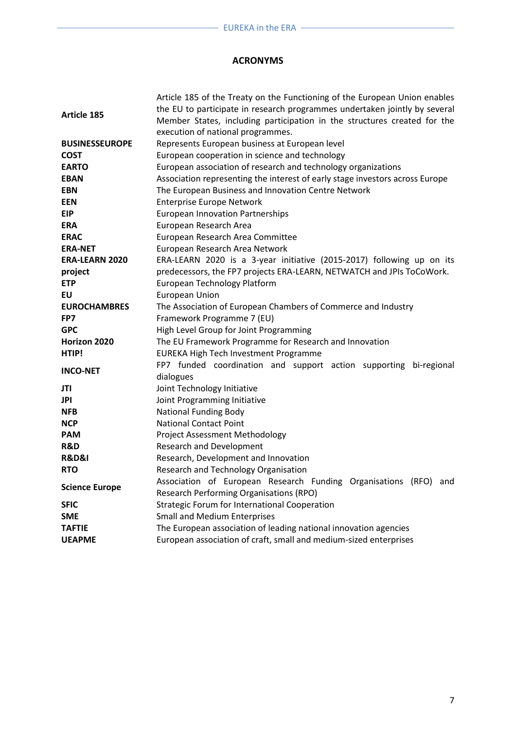## ACRONYMS

| | |
|---|---|
| **Article 185** | Article 185 of the Treaty on the Functioning of the European Union enables the EU to participate in research programmes undertaken jointly by several Member States, including participation in the structures created for the execution of national programmes. |
| **BUSINESSEUROPE** | Represents European business at European level |
| **COST** | European cooperation in science and technology |
| **EARTO** | European association of research and technology organizations |
| **EBAN** | Association representing the interest of early stage investors across Europe |
| **EBN** | The European Business and Innovation Centre Network |
| **EEN** | Enterprise Europe Network |
| **EIP** | European Innovation Partnerships |
| **ERA** | European Research Area |
| **ERAC** | European Research Area Committee |
| **ERA-NET** | European Research Area Network |
| **ERA-LEARN 2020 project** | ERA-LEARN 2020 is a 3-year initiative (2015-2017) following up on its predecessors, the FP7 projects ERA-LEARN, NETWATCH and JPIs ToCoWork. |
| **ETP** | European Technology Platform |
| **EU** | European Union |
| **EUROCHAMBRES** | The Association of European Chambers of Commerce and Industry |
| **FP7** | Framework Programme 7 (EU) |
| **GPC** | High Level Group for Joint Programming |
| **Horizon 2020** | The EU Framework Programme for Research and Innovation |
| **HTIP!** | EUREKA High Tech Investment Programme |
| **INCO-NET** | FP7 funded coordination and support action supporting bi-regional dialogues |
| **JTI** | Joint Technology Initiative |
| **JPI** | Joint Programming Initiative |
| **NFB** | National Funding Body |
| **NCP** | National Contact Point |
| **PAM** | Project Assessment Methodology |
| **R&D** | Research and Development |
| **R&D&I** | Research, Development and Innovation |
| **RTO** | Research and Technology Organisation |
| **Science Europe** | Association of European Research Funding Organisations (RFO) and Research Performing Organisations (RPO) |
| **SFIC** | Strategic Forum for International Cooperation |
| **SME** | Small and Medium Enterprises |
| **TAFTIE** | The European association of leading national innovation agencies |
| **UEAPME** | European association of craft, small and medium-sized enterprises |